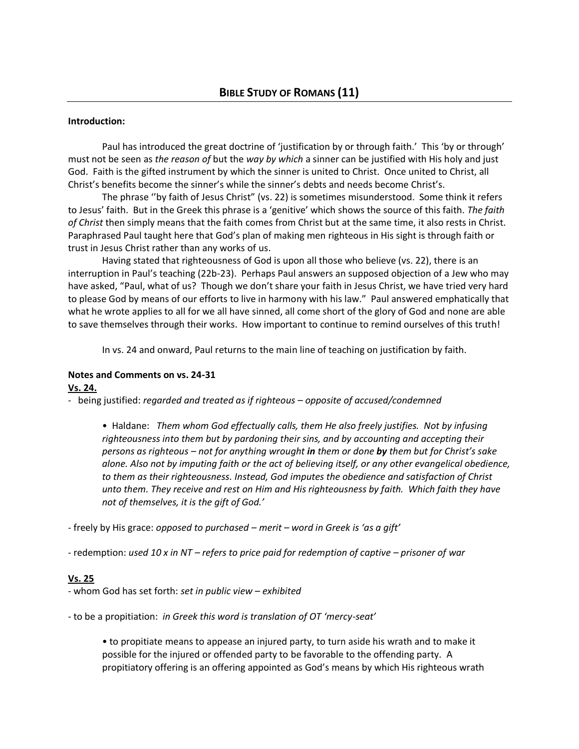# BIBLE STUDY OF ROMANS (11)

**Introduction:**

Paul has introduced the great doctrine of 'justification by or through faith.' This 'by or through' must not be seen as *the reason of* but the *way by which* a sinner can be justified with His holy and just God. Faith is the gifted instrument by which the sinner is united to Christ. Once united to Christ, all Christ's benefits become the sinner's while the sinner's debts and needs become Christ's.

The phrase ''by faith of Jesus Christ" (vs. 22) is sometimes misunderstood. Some think it refers to Jesus' faith. But in the Greek this phrase is a 'genitive' which shows the source of this faith. *The faith of Christ* then simply means that the faith comes from Christ but at the same time, it also rests in Christ. Paraphrased Paul taught here that God's plan of making men righteous in His sight is through faith or trust in Jesus Christ rather than any works of us.

Having stated that righteousness of God is upon all those who believe (vs. 22), there is an interruption in Paul's teaching (22b-23). Perhaps Paul answers an supposed objection of a Jew who may have asked, "Paul, what of us? Though we don't share your faith in Jesus Christ, we have tried very hard to please God by means of our efforts to live in harmony with his law." Paul answered emphatically that what he wrote applies to all for we all have sinned, all come short of the glory of God and none are able to save themselves through their works. How important to continue to remind ourselves of this truth!

In vs. 24 and onward, Paul returns to the main line of teaching on justification by faith.

**Notes and Comments on vs. 24-31**

**<u>Vs. 24.</u>**

- being justified: *regarded and treated as if righteous – opposite of accused/condemned*

  • Haldane: *Them whom God effectually calls, them He also freely justifies. Not by infusing righteousness into them but by pardoning their sins, and by accounting and accepting their persons as righteous – not for anything wrought **in** them or done **by** them but for Christ's sake alone. Also not by imputing faith or the act of believing itself, or any other evangelical obedience, to them as their righteousness. Instead, God imputes the obedience and satisfaction of Christ unto them. They receive and rest on Him and His righteousness by faith. Which faith they have not of themselves, it is the gift of God.'*

- freely by His grace: *opposed to purchased – merit – word in Greek is 'as a gift'*

- redemption: *used 10 x in NT – refers to price paid for redemption of captive – prisoner of war*

**<u>Vs. 25</u>**

- whom God has set forth: *set in public view – exhibited*

- to be a propitiation: *in Greek this word is translation of OT 'mercy-seat'*

  • to propitiate means to appease an injured party, to turn aside his wrath and to make it possible for the injured or offended party to be favorable to the offending party. A propitiatory offering is an offering appointed as God's means by which His righteous wrath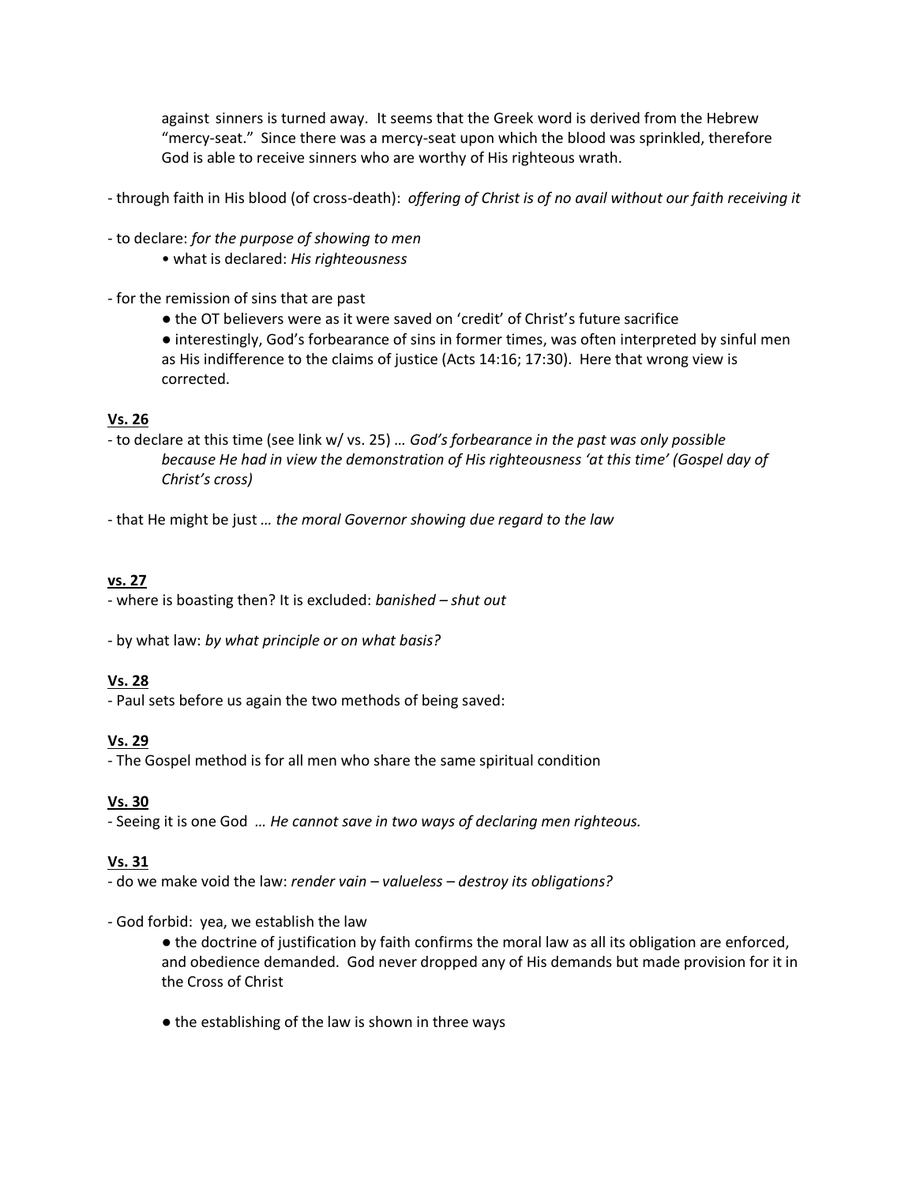against sinners is turned away. It seems that the Greek word is derived from the Hebrew "mercy-seat." Since there was a mercy-seat upon which the blood was sprinkled, therefore God is able to receive sinners who are worthy of His righteous wrath.

- through faith in His blood (of cross-death): *offering of Christ is of no avail without our faith receiving it*

- to declare: *for the purpose of showing to men*
  - what is declared: *His righteousness*

- for the remission of sins that are past
  - the OT believers were as it were saved on 'credit' of Christ's future sacrifice
  - interestingly, God's forbearance of sins in former times, was often interpreted by sinful men as His indifference to the claims of justice (Acts 14:16; 17:30). Here that wrong view is corrected.

**<u>Vs. 26</u>**

- to declare at this time (see link w/ vs. 25) … *God's forbearance in the past was only possible because He had in view the demonstration of His righteousness 'at this time' (Gospel day of Christ's cross)*

- that He might be just … *the moral Governor showing due regard to the law*

**<u>vs. 27</u>**

- where is boasting then? It is excluded: *banished – shut out*

- by what law: *by what principle or on what basis?*

**<u>Vs. 28</u>**

- Paul sets before us again the two methods of being saved:

**<u>Vs. 29</u>**

- The Gospel method is for all men who share the same spiritual condition

**<u>Vs. 30</u>**

- Seeing it is one God … *He cannot save in two ways of declaring men righteous.*

**<u>Vs. 31</u>**

- do we make void the law: *render vain – valueless – destroy its obligations?*

- God forbid: yea, we establish the law
  - the doctrine of justification by faith confirms the moral law as all its obligation are enforced, and obedience demanded. God never dropped any of His demands but made provision for it in the Cross of Christ

  - the establishing of the law is shown in three ways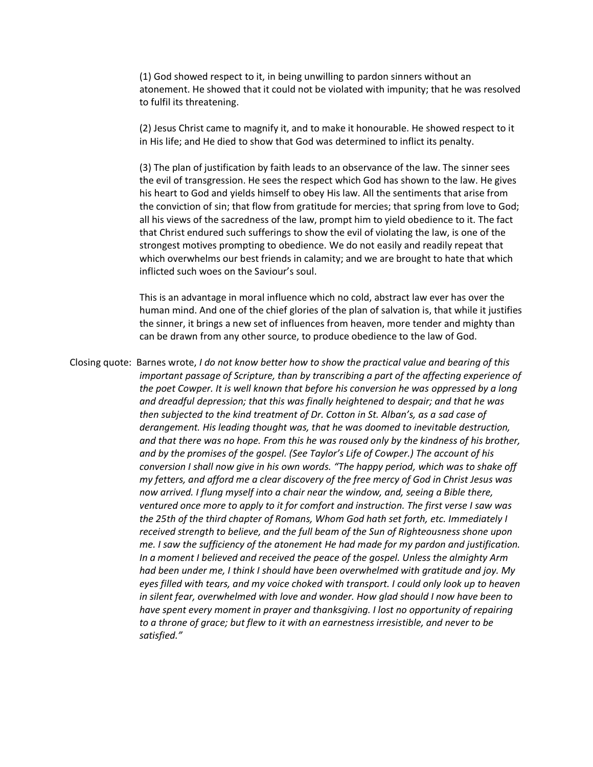(1) God showed respect to it, in being unwilling to pardon sinners without an atonement. He showed that it could not be violated with impunity; that he was resolved to fulfil its threatening.

(2) Jesus Christ came to magnify it, and to make it honourable. He showed respect to it in His life; and He died to show that God was determined to inflict its penalty.

(3) The plan of justification by faith leads to an observance of the law. The sinner sees the evil of transgression. He sees the respect which God has shown to the law. He gives his heart to God and yields himself to obey His law. All the sentiments that arise from the conviction of sin; that flow from gratitude for mercies; that spring from love to God; all his views of the sacredness of the law, prompt him to yield obedience to it. The fact that Christ endured such sufferings to show the evil of violating the law, is one of the strongest motives prompting to obedience. We do not easily and readily repeat that which overwhelms our best friends in calamity; and we are brought to hate that which inflicted such woes on the Saviour's soul.

This is an advantage in moral influence which no cold, abstract law ever has over the human mind. And one of the chief glories of the plan of salvation is, that while it justifies the sinner, it brings a new set of influences from heaven, more tender and mighty than can be drawn from any other source, to produce obedience to the law of God.

Closing quote: Barnes wrote, *I do not know better how to show the practical value and bearing of this important passage of Scripture, than by transcribing a part of the affecting experience of the poet Cowper. It is well known that before his conversion he was oppressed by a long and dreadful depression; that this was finally heightened to despair; and that he was then subjected to the kind treatment of Dr. Cotton in St. Alban's, as a sad case of derangement. His leading thought was, that he was doomed to inevitable destruction, and that there was no hope. From this he was roused only by the kindness of his brother, and by the promises of the gospel. (See Taylor's Life of Cowper.) The account of his conversion I shall now give in his own words. "The happy period, which was to shake off my fetters, and afford me a clear discovery of the free mercy of God in Christ Jesus was now arrived. I flung myself into a chair near the window, and, seeing a Bible there, ventured once more to apply to it for comfort and instruction. The first verse I saw was the 25th of the third chapter of Romans, Whom God hath set forth, etc. Immediately I received strength to believe, and the full beam of the Sun of Righteousness shone upon me. I saw the sufficiency of the atonement He had made for my pardon and justification. In a moment I believed and received the peace of the gospel. Unless the almighty Arm had been under me, I think I should have been overwhelmed with gratitude and joy. My eyes filled with tears, and my voice choked with transport. I could only look up to heaven in silent fear, overwhelmed with love and wonder. How glad should I now have been to have spent every moment in prayer and thanksgiving. I lost no opportunity of repairing to a throne of grace; but flew to it with an earnestness irresistible, and never to be satisfied."*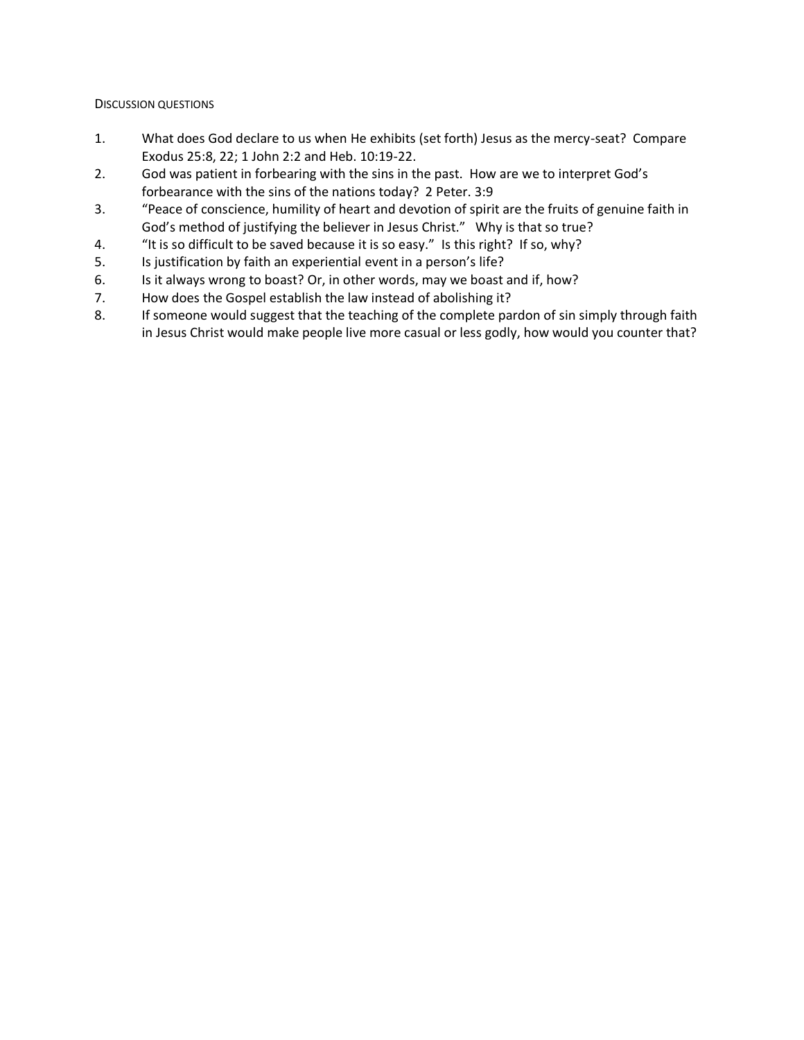Discussion questions

1. What does God declare to us when He exhibits (set forth) Jesus as the mercy-seat? Compare Exodus 25:8, 22; 1 John 2:2 and Heb. 10:19-22.
2. God was patient in forbearing with the sins in the past. How are we to interpret God's forbearance with the sins of the nations today? 2 Peter. 3:9
3. "Peace of conscience, humility of heart and devotion of spirit are the fruits of genuine faith in God's method of justifying the believer in Jesus Christ." Why is that so true?
4. "It is so difficult to be saved because it is so easy." Is this right? If so, why?
5. Is justification by faith an experiential event in a person's life?
6. Is it always wrong to boast? Or, in other words, may we boast and if, how?
7. How does the Gospel establish the law instead of abolishing it?
8. If someone would suggest that the teaching of the complete pardon of sin simply through faith in Jesus Christ would make people live more casual or less godly, how would you counter that?